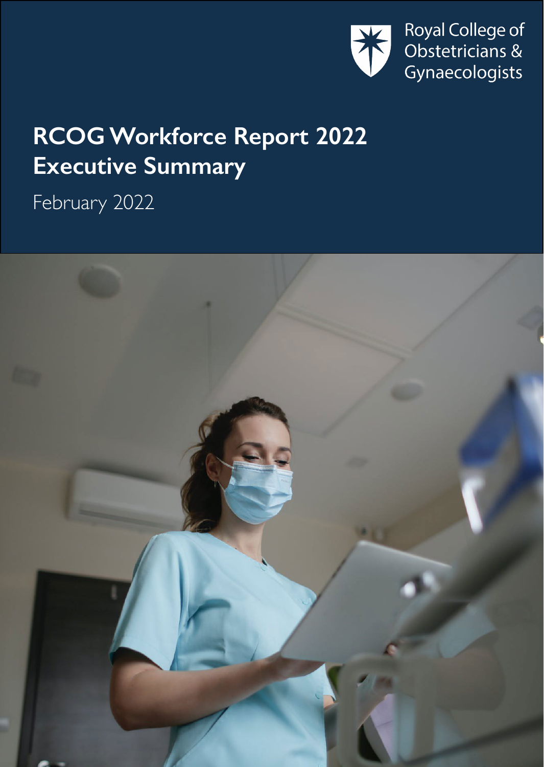Royal College of Obstetricians & Gynaecologists

# RCOG Workforce Report 2022 Executive Summary

February 2022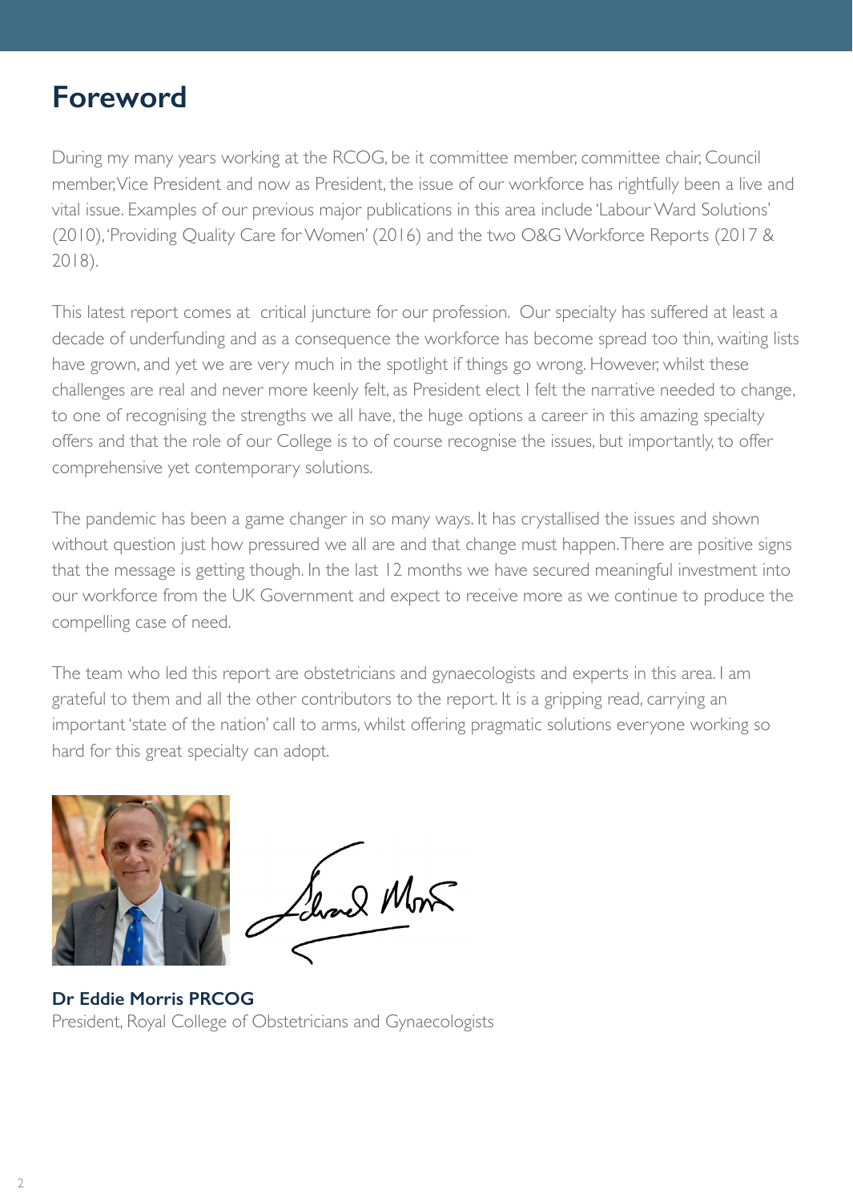# Foreword

During my many years working at the RCOG, be it committee member, committee chair, Council member, Vice President and now as President, the issue of our workforce has rightfully been a live and vital issue. Examples of our previous major publications in this area include 'Labour Ward Solutions' (2010), 'Providing Quality Care for Women' (2016) and the two O&G Workforce Reports (2017 & 2018).

This latest report comes at critical juncture for our profession. Our specialty has suffered at least a decade of underfunding and as a consequence the workforce has become spread too thin, waiting lists have grown, and yet we are very much in the spotlight if things go wrong. However, whilst these challenges are real and never more keenly felt, as President elect I felt the narrative needed to change, to one of recognising the strengths we all have, the huge options a career in this amazing specialty offers and that the role of our College is to of course recognise the issues, but importantly, to offer comprehensive yet contemporary solutions.

The pandemic has been a game changer in so many ways. It has crystallised the issues and shown without question just how pressured we all are and that change must happen. There are positive signs that the message is getting though. In the last 12 months we have secured meaningful investment into our workforce from the UK Government and expect to receive more as we continue to produce the compelling case of need.

The team who led this report are obstetricians and gynaecologists and experts in this area. I am grateful to them and all the other contributors to the report. It is a gripping read, carrying an important 'state of the nation' call to arms, whilst offering pragmatic solutions everyone working so hard for this great specialty can adopt.

**Dr Eddie Morris PRCOG**
President, Royal College of Obstetricians and Gynaecologists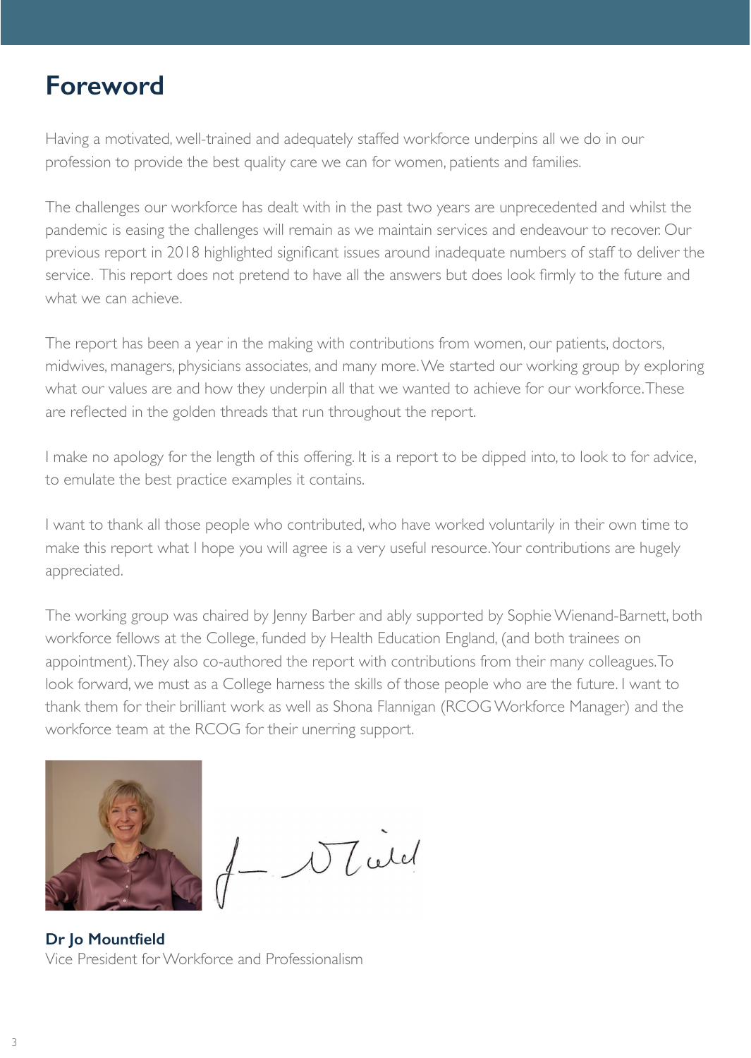# Foreword

Having a motivated, well-trained and adequately staffed workforce underpins all we do in our profession to provide the best quality care we can for women, patients and families.

The challenges our workforce has dealt with in the past two years are unprecedented and whilst the pandemic is easing the challenges will remain as we maintain services and endeavour to recover. Our previous report in 2018 highlighted significant issues around inadequate numbers of staff to deliver the service. This report does not pretend to have all the answers but does look firmly to the future and what we can achieve.

The report has been a year in the making with contributions from women, our patients, doctors, midwives, managers, physicians associates, and many more. We started our working group by exploring what our values are and how they underpin all that we wanted to achieve for our workforce. These are reflected in the golden threads that run throughout the report.

I make no apology for the length of this offering. It is a report to be dipped into, to look to for advice, to emulate the best practice examples it contains.

I want to thank all those people who contributed, who have worked voluntarily in their own time to make this report what I hope you will agree is a very useful resource. Your contributions are hugely appreciated.

The working group was chaired by Jenny Barber and ably supported by Sophie Wienand-Barnett, both workforce fellows at the College, funded by Health Education England, (and both trainees on appointment). They also co-authored the report with contributions from their many colleagues. To look forward, we must as a College harness the skills of those people who are the future. I want to thank them for their brilliant work as well as Shona Flannigan (RCOG Workforce Manager) and the workforce team at the RCOG for their unerring support.

**Dr Jo Mountfield**
Vice President for Workforce and Professionalism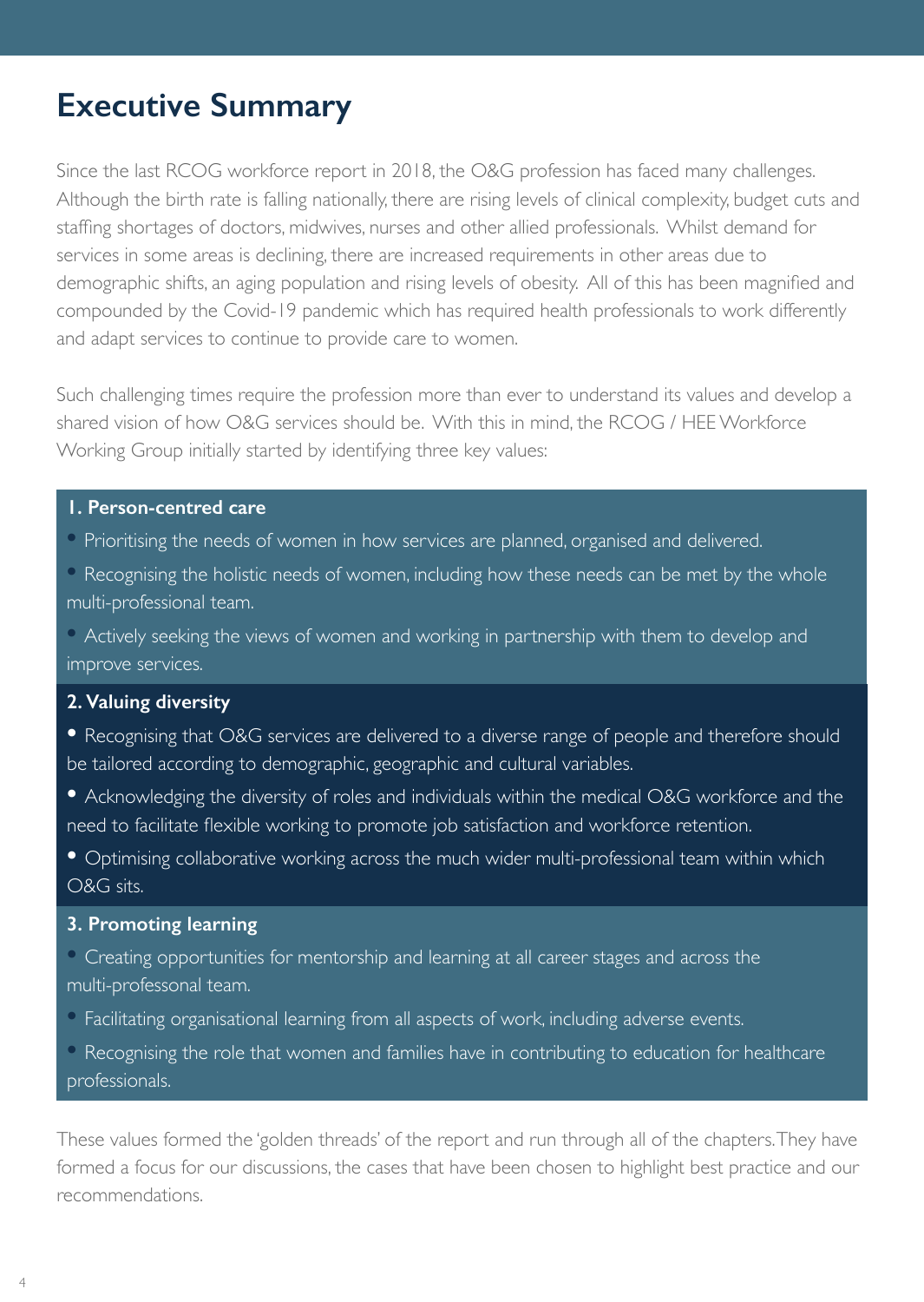# Executive Summary

Since the last RCOG workforce report in 2018, the O&G profession has faced many challenges. Although the birth rate is falling nationally, there are rising levels of clinical complexity, budget cuts and staffing shortages of doctors, midwives, nurses and other allied professionals. Whilst demand for services in some areas is declining, there are increased requirements in other areas due to demographic shifts, an aging population and rising levels of obesity. All of this has been magnified and compounded by the Covid-19 pandemic which has required health professionals to work differently and adapt services to continue to provide care to women.

Such challenging times require the profession more than ever to understand its values and develop a shared vision of how O&G services should be. With this in mind, the RCOG / HEE Workforce Working Group initially started by identifying three key values:

**1. Person-centred care**

- Prioritising the needs of women in how services are planned, organised and delivered.
- Recognising the holistic needs of women, including how these needs can be met by the whole multi-professional team.
- Actively seeking the views of women and working in partnership with them to develop and improve services.

**2. Valuing diversity**

- Recognising that O&G services are delivered to a diverse range of people and therefore should be tailored according to demographic, geographic and cultural variables.
- Acknowledging the diversity of roles and individuals within the medical O&G workforce and the need to facilitate flexible working to promote job satisfaction and workforce retention.
- Optimising collaborative working across the much wider multi-professional team within which O&G sits.

**3. Promoting learning**

- Creating opportunities for mentorship and learning at all career stages and across the multi-professonal team.
- Facilitating organisational learning from all aspects of work, including adverse events.
- Recognising the role that women and families have in contributing to education for healthcare professionals.

These values formed the 'golden threads' of the report and run through all of the chapters. They have formed a focus for our discussions, the cases that have been chosen to highlight best practice and our recommendations.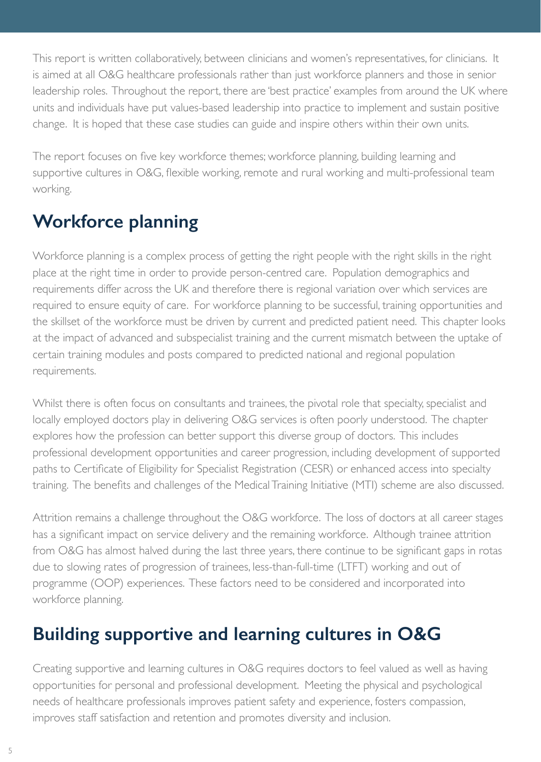This report is written collaboratively, between clinicians and women's representatives, for clinicians. It is aimed at all O&G healthcare professionals rather than just workforce planners and those in senior leadership roles. Throughout the report, there are 'best practice' examples from around the UK where units and individuals have put values-based leadership into practice to implement and sustain positive change. It is hoped that these case studies can guide and inspire others within their own units.

The report focuses on five key workforce themes; workforce planning, building learning and supportive cultures in O&G, flexible working, remote and rural working and multi-professional team working.

## Workforce planning

Workforce planning is a complex process of getting the right people with the right skills in the right place at the right time in order to provide person-centred care. Population demographics and requirements differ across the UK and therefore there is regional variation over which services are required to ensure equity of care. For workforce planning to be successful, training opportunities and the skillset of the workforce must be driven by current and predicted patient need. This chapter looks at the impact of advanced and subspecialist training and the current mismatch between the uptake of certain training modules and posts compared to predicted national and regional population requirements.

Whilst there is often focus on consultants and trainees, the pivotal role that specialty, specialist and locally employed doctors play in delivering O&G services is often poorly understood. The chapter explores how the profession can better support this diverse group of doctors. This includes professional development opportunities and career progression, including development of supported paths to Certificate of Eligibility for Specialist Registration (CESR) or enhanced access into specialty training. The benefits and challenges of the Medical Training Initiative (MTI) scheme are also discussed.

Attrition remains a challenge throughout the O&G workforce. The loss of doctors at all career stages has a significant impact on service delivery and the remaining workforce. Although trainee attrition from O&G has almost halved during the last three years, there continue to be significant gaps in rotas due to slowing rates of progression of trainees, less-than-full-time (LTFT) working and out of programme (OOP) experiences. These factors need to be considered and incorporated into workforce planning.

## Building supportive and learning cultures in O&G

Creating supportive and learning cultures in O&G requires doctors to feel valued as well as having opportunities for personal and professional development. Meeting the physical and psychological needs of healthcare professionals improves patient safety and experience, fosters compassion, improves staff satisfaction and retention and promotes diversity and inclusion.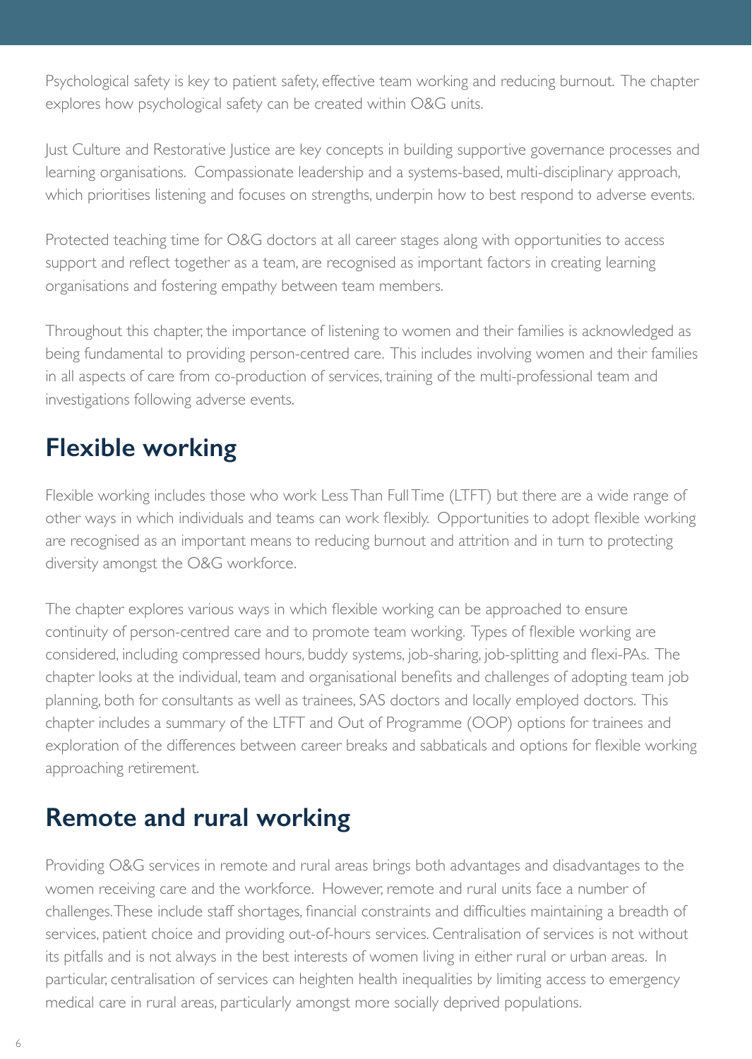Psychological safety is key to patient safety, effective team working and reducing burnout. The chapter explores how psychological safety can be created within O&G units.

Just Culture and Restorative Justice are key concepts in building supportive governance processes and learning organisations. Compassionate leadership and a systems-based, multi-disciplinary approach, which prioritises listening and focuses on strengths, underpin how to best respond to adverse events.

Protected teaching time for O&G doctors at all career stages along with opportunities to access support and reflect together as a team, are recognised as important factors in creating learning organisations and fostering empathy between team members.

Throughout this chapter, the importance of listening to women and their families is acknowledged as being fundamental to providing person-centred care. This includes involving women and their families in all aspects of care from co-production of services, training of the multi-professional team and investigations following adverse events.

## Flexible working

Flexible working includes those who work Less Than Full Time (LTFT) but there are a wide range of other ways in which individuals and teams can work flexibly. Opportunities to adopt flexible working are recognised as an important means to reducing burnout and attrition and in turn to protecting diversity amongst the O&G workforce.

The chapter explores various ways in which flexible working can be approached to ensure continuity of person-centred care and to promote team working. Types of flexible working are considered, including compressed hours, buddy systems, job-sharing, job-splitting and flexi-PAs. The chapter looks at the individual, team and organisational benefits and challenges of adopting team job planning, both for consultants as well as trainees, SAS doctors and locally employed doctors. This chapter includes a summary of the LTFT and Out of Programme (OOP) options for trainees and exploration of the differences between career breaks and sabbaticals and options for flexible working approaching retirement.

## Remote and rural working

Providing O&G services in remote and rural areas brings both advantages and disadvantages to the women receiving care and the workforce. However, remote and rural units face a number of challenges. These include staff shortages, financial constraints and difficulties maintaining a breadth of services, patient choice and providing out-of-hours services. Centralisation of services is not without its pitfalls and is not always in the best interests of women living in either rural or urban areas. In particular, centralisation of services can heighten health inequalities by limiting access to emergency medical care in rural areas, particularly amongst more socially deprived populations.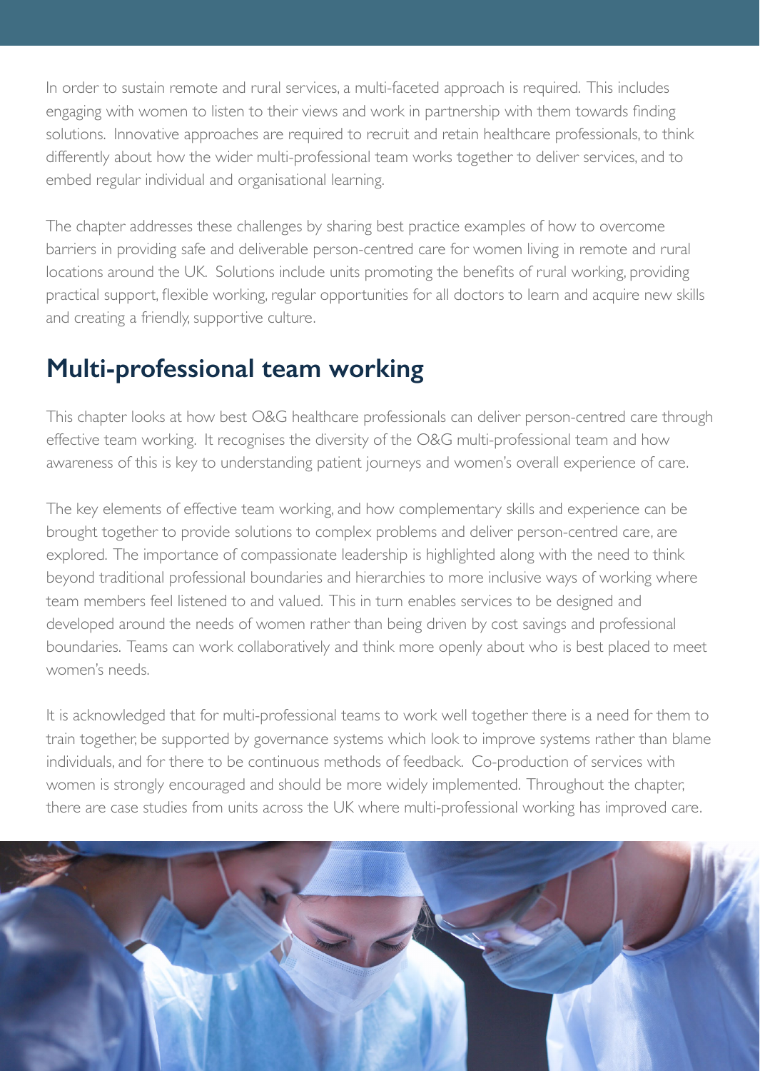In order to sustain remote and rural services, a multi-faceted approach is required. This includes engaging with women to listen to their views and work in partnership with them towards finding solutions. Innovative approaches are required to recruit and retain healthcare professionals, to think differently about how the wider multi-professional team works together to deliver services, and to embed regular individual and organisational learning.

The chapter addresses these challenges by sharing best practice examples of how to overcome barriers in providing safe and deliverable person-centred care for women living in remote and rural locations around the UK. Solutions include units promoting the benefits of rural working, providing practical support, flexible working, regular opportunities for all doctors to learn and acquire new skills and creating a friendly, supportive culture.

## Multi-professional team working

This chapter looks at how best O&G healthcare professionals can deliver person-centred care through effective team working. It recognises the diversity of the O&G multi-professional team and how awareness of this is key to understanding patient journeys and women's overall experience of care.

The key elements of effective team working, and how complementary skills and experience can be brought together to provide solutions to complex problems and deliver person-centred care, are explored. The importance of compassionate leadership is highlighted along with the need to think beyond traditional professional boundaries and hierarchies to more inclusive ways of working where team members feel listened to and valued. This in turn enables services to be designed and developed around the needs of women rather than being driven by cost savings and professional boundaries. Teams can work collaboratively and think more openly about who is best placed to meet women's needs.

It is acknowledged that for multi-professional teams to work well together there is a need for them to train together, be supported by governance systems which look to improve systems rather than blame individuals, and for there to be continuous methods of feedback. Co-production of services with women is strongly encouraged and should be more widely implemented. Throughout the chapter, there are case studies from units across the UK where multi-professional working has improved care.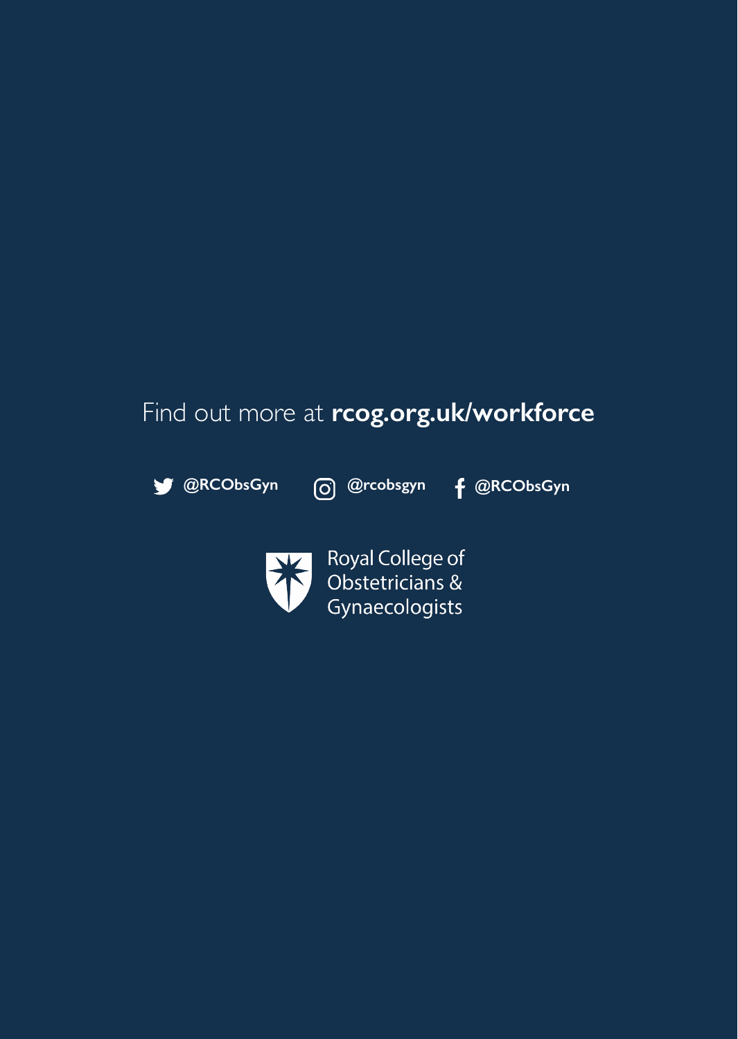Find out more at **rcog.org.uk/workforce**

**@RCObsGyn** **@rcobsgyn** **@RCObsGyn**

Royal College of
Obstetricians &
Gynaecologists